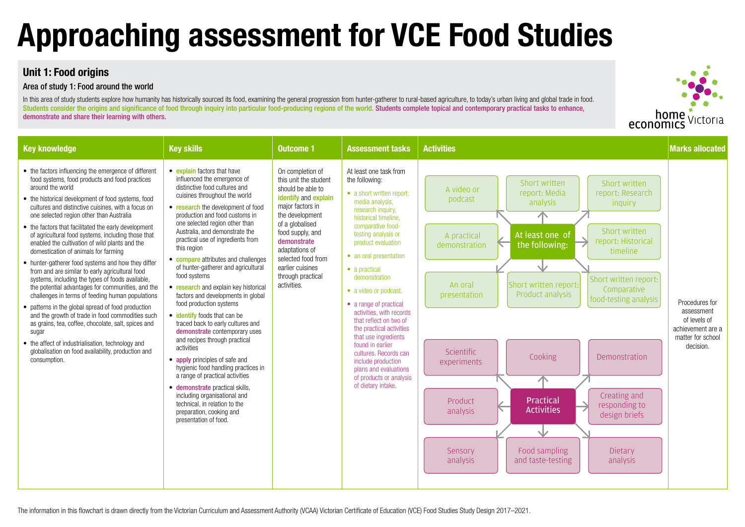# Approaching assessment for VCE Food Studies

## Unit 1: Food origins

### Area of study 1: Food around the world

In this area of study students explore how humanity has historically sourced its food, examining the general progression from hunter-gatherer to rural-based agriculture, to today's urban living and global trade in food. Students consider the origins and significance of food through inquiry into particular food-producing regions of the world. Students complete topical and contemporary practical tasks to enhance, demonstrate and share their learning with others.

| Key knowledge | Key skills | Outcome 1 | Assessment tasks | Activities | Marks allocated |
|---|---|---|---|---|---|
| • the factors influencing the emergence of different food systems, food products and food practices around the world<br>• the historical development of food systems, food cultures and distinctive cuisines, with a focus on one selected region other than Australia<br>• the factors that facilitated the early development of agricultural food systems, including those that enabled the cultivation of wild plants and the domestication of animals for farming<br>• hunter-gatherer food systems and how they differ from and are similar to early agricultural food systems, including the types of foods available, the potential advantages for communities, and the challenges in terms of feeding human populations<br>• patterns in the global spread of food production and the growth of trade in food commodities such as grains, tea, coffee, chocolate, salt, spices and sugar<br>• the affect of industrialisation, technology and globalisation on food availability, production and consumption. | • **explain** factors that have influenced the emergence of distinctive food cultures and cuisines throughout the world<br>• **research** the development of food production and food customs in one selected region other than Australia, and demonstrate the practical use of ingredients from this region<br>• **compare** attributes and challenges of hunter-gatherer and agricultural food systems<br>• **research** and explain key historical factors and developments in global food production systems<br>• **identify** foods that can be traced back to early cultures and **demonstrate** contemporary uses and recipes through practical activities<br>• **apply** principles of safe and hygienic food handling practices in a range of practical activities<br>• **demonstrate** practical skills, including organisational and technical, in relation to the preparation, cooking and presentation of food. | On completion of this unit the student should be able to **identify** and **explain** major factors in the development of a globalised food supply, and **demonstrate** adaptations of selected food from earlier cuisines through practical activities. | At least one task from the following:<br>• a short written report: media analysis, research inquiry, historical timeline, comparative food-testing analysis or product evaluation<br>• an oral presentation<br>• a practical demonstration<br>• a video or podcast.<br>• a range of practical activities, with records that reflect on two of the practical activities that use ingredients found in earlier cultures. Records can include production plans and evaluations of products or analysis of dietary intake. | **At least one of the following:** A video or podcast; Short written report: Media analysis; Short written report: Research inquiry; A practical demonstration; Short written report: Historical timeline; An oral presentation; Short written report: Product analysis; Short written report: Comparative food-testing analysis<br><br>**Practical Activities:** Scientific experiments; Cooking; Demonstration; Product analysis; Creating and responding to design briefs; Sensory analysis; Food sampling and taste-testing; Dietary analysis | Procedures for assessment of levels of achievement are a matter for school decision. |

The information in this flowchart is drawn directly from the Victorian Curriculum and Assessment Authority (VCAA) Victorian Certificate of Education (VCE) Food Studies Study Design 2017–2021.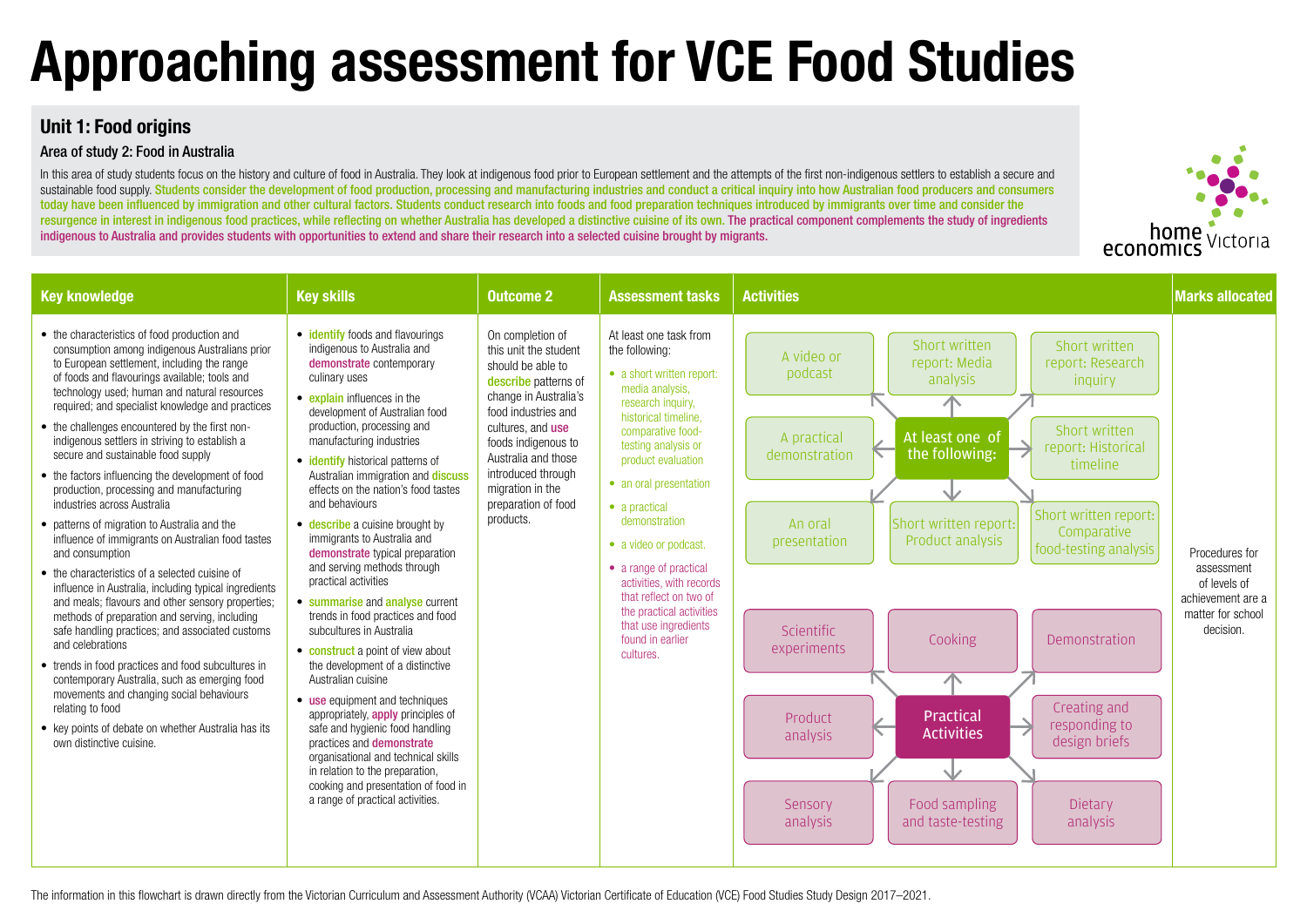# Approaching assessment for VCE Food Studies

## Unit 1: Food origins

### Area of study 2: Food in Australia

In this area of study students focus on the history and culture of food in Australia. They look at indigenous food prior to European settlement and the attempts of the first non-indigenous settlers to establish a secure and sustainable food supply. Students consider the development of food production, processing and manufacturing industries and conduct a critical inquiry into how Australian food producers and consumers today have been influenced by immigration and other cultural factors. Students conduct research into foods and food preparation techniques introduced by immigrants over time and consider the resurgence in interest in indigenous food practices, while reflecting on whether Australia has developed a distinctive cuisine of its own. The practical component complements the study of ingredients indigenous to Australia and provides students with opportunities to extend and share their research into a selected cuisine brought by migrants.

home economics Victoria

| Key knowledge | Key skills | Outcome 2 | Assessment tasks | Activities | Marks allocated |
|---|---|---|---|---|---|
| • the characteristics of food production and consumption among indigenous Australians prior to European settlement, including the range of foods and flavourings available; tools and technology used; human and natural resources required; and specialist knowledge and practices<br>• the challenges encountered by the first non-indigenous settlers in striving to establish a secure and sustainable food supply<br>• the factors influencing the development of food production, processing and manufacturing industries across Australia<br>• patterns of migration to Australia and the influence of immigrants on Australian food tastes and consumption<br>• the characteristics of a selected cuisine of influence in Australia, including typical ingredients and meals; flavours and other sensory properties; methods of preparation and serving, including safe handling practices; and associated customs and celebrations<br>• trends in food practices and food subcultures in contemporary Australia, such as emerging food movements and changing social behaviours relating to food<br>• key points of debate on whether Australia has its own distinctive cuisine. | • identify foods and flavourings indigenous to Australia and demonstrate contemporary culinary uses<br>• explain influences in the development of Australian food production, processing and manufacturing industries<br>• identify historical patterns of Australian immigration and discuss effects on the nation's food tastes and behaviours<br>• describe a cuisine brought by immigrants to Australia and demonstrate typical preparation and serving methods through practical activities<br>• summarise and analyse current trends in food practices and food subcultures in Australia<br>• construct a point of view about the development of a distinctive Australian cuisine<br>• use equipment and techniques appropriately, apply principles of safe and hygienic food handling practices and demonstrate organisational and technical skills in relation to the preparation, cooking and presentation of food in a range of practical activities. | On completion of this unit the student should be able to describe patterns of change in Australia's food industries and cultures, and use foods indigenous to Australia and those introduced through migration in the preparation of food products. | At least one task from the following:<br>• a short written report: media analysis, research inquiry, historical timeline, comparative food-testing analysis or product evaluation<br>• an oral presentation<br>• a practical demonstration<br>• a video or podcast.<br>• a range of practical activities, with records that reflect on two of the practical activities that use ingredients found in earlier cultures. | **At least one of the following:** A video or podcast; Short written report: Media analysis; Short written report: Research inquiry; A practical demonstration; Short written report: Historical timeline; An oral presentation; Short written report: Product analysis; Short written report: Comparative food-testing analysis<br><br>**Practical Activities:** Scientific experiments; Cooking; Demonstration; Product analysis; Creating and responding to design briefs; Sensory analysis; Food sampling and taste-testing; Dietary analysis | Procedures for assessment of levels of achievement are a matter for school decision. |

The information in this flowchart is drawn directly from the Victorian Curriculum and Assessment Authority (VCAA) Victorian Certificate of Education (VCE) Food Studies Study Design 2017–2021.